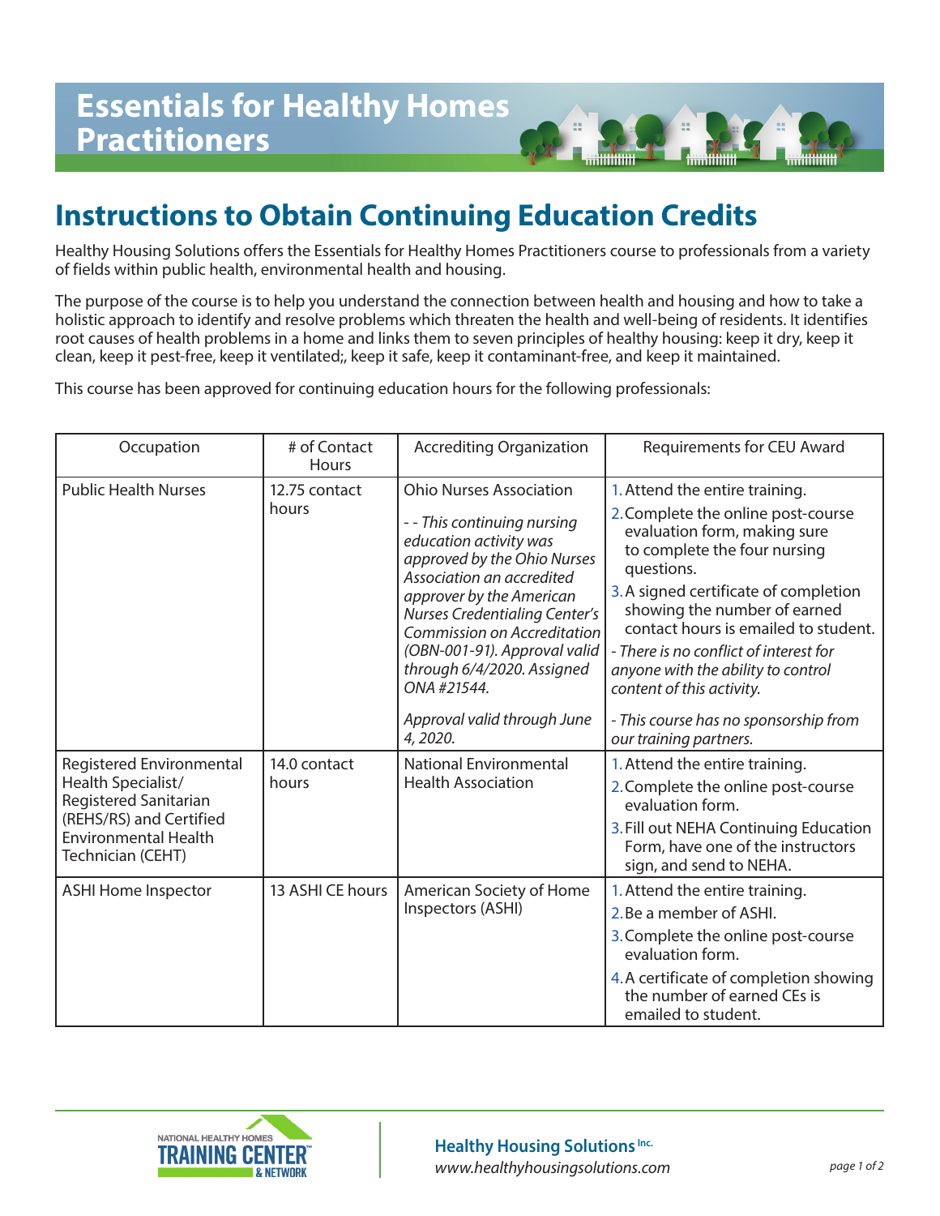# Essentials for Healthy Homes Practitioners

## Instructions to Obtain Continuing Education Credits

Healthy Housing Solutions offers the Essentials for Healthy Homes Practitioners course to professionals from a variety of fields within public health, environmental health and housing.

The purpose of the course is to help you understand the connection between health and housing and how to take a holistic approach to identify and resolve problems which threaten the health and well-being of residents. It identifies root causes of health problems in a home and links them to seven principles of healthy housing: keep it dry, keep it clean, keep it pest-free, keep it ventilated;, keep it safe, keep it contaminant-free, and keep it maintained.

This course has been approved for continuing education hours for the following professionals:

| Occupation | # of Contact Hours | Accrediting Organization | Requirements for CEU Award |
|---|---|---|---|
| Public Health Nurses | 12.75 contact hours | Ohio Nurses Association<br><br>*- - This continuing nursing education activity was approved by the Ohio Nurses Association an accredited approver by the American Nurses Credentialing Center's Commission on Accreditation (OBN-001-91). Approval valid through 6/4/2020. Assigned ONA #21544.*<br><br>*Approval valid through June 4, 2020.* | 1. Attend the entire training.<br>2. Complete the online post-course evaluation form, making sure to complete the four nursing questions.<br>3. A signed certificate of completion showing the number of earned contact hours is emailed to student.<br>*- There is no conflict of interest for anyone with the ability to control content of this activity.*<br><br>*- This course has no sponsorship from our training partners.* |
| Registered Environmental Health Specialist/ Registered Sanitarian (REHS/RS) and Certified Environmental Health Technician (CEHT) | 14.0 contact hours | National Environmental Health Association | 1. Attend the entire training.<br>2. Complete the online post-course evaluation form.<br>3. Fill out NEHA Continuing Education Form, have one of the instructors sign, and send to NEHA. |
| ASHI Home Inspector | 13 ASHI CE hours | American Society of Home Inspectors (ASHI) | 1. Attend the entire training.<br>2. Be a member of ASHI.<br>3. Complete the online post-course evaluation form.<br>4. A certificate of completion showing the number of earned CEs is emailed to student. |

NATIONAL HEALTHY HOMES TRAINING CENTER & NETWORK

**Healthy Housing Solutions** Inc.
*www.healthyhousingsolutions.com*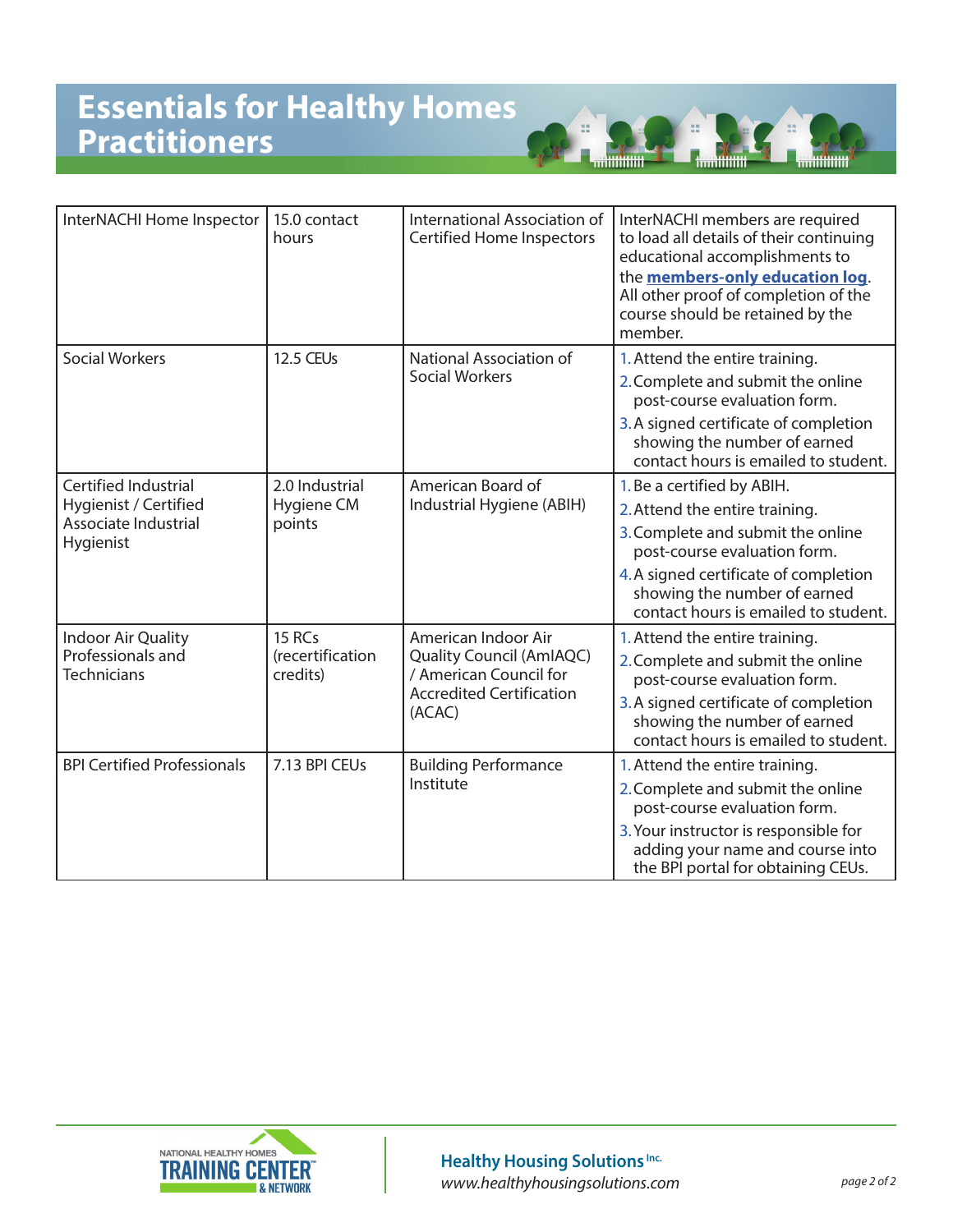# Essentials for Healthy Homes Practitioners

| | | | |
|---|---|---|---|
| InterNACHI Home Inspector | 15.0 contact hours | International Association of Certified Home Inspectors | InterNACHI members are required to load all details of their continuing educational accomplishments to the **members-only education log**. All other proof of completion of the course should be retained by the member. |
| Social Workers | 12.5 CEUs | National Association of Social Workers | 1. Attend the entire training.<br>2. Complete and submit the online post-course evaluation form.<br>3. A signed certificate of completion showing the number of earned contact hours is emailed to student. |
| Certified Industrial Hygienist / Certified Associate Industrial Hygienist | 2.0 Industrial Hygiene CM points | American Board of Industrial Hygiene (ABIH) | 1. Be a certified by ABIH.<br>2. Attend the entire training.<br>3. Complete and submit the online post-course evaluation form.<br>4. A signed certificate of completion showing the number of earned contact hours is emailed to student. |
| Indoor Air Quality Professionals and Technicians | 15 RCs (recertification credits) | American Indoor Air Quality Council (AmIAQC) / American Council for Accredited Certification (ACAC) | 1. Attend the entire training.<br>2. Complete and submit the online post-course evaluation form.<br>3. A signed certificate of completion showing the number of earned contact hours is emailed to student. |
| BPI Certified Professionals | 7.13 BPI CEUs | Building Performance Institute | 1. Attend the entire training.<br>2. Complete and submit the online post-course evaluation form.<br>3. Your instructor is responsible for adding your name and course into the BPI portal for obtaining CEUs. |

NATIONAL HEALTHY HOMES TRAINING CENTER & NETWORK

Healthy Housing Solutions Inc.
*www.healthyhousingsolutions.com*